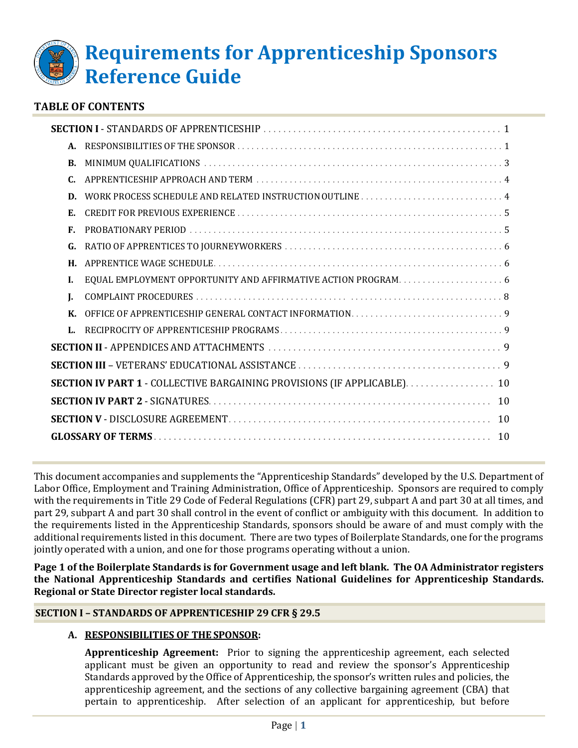# Requirements for Apprenticeship Sponsors Reference Guide

## TABLE OF CONTENTS

**SECTION I** - STANDARDS OF APPRENTICESHIP . . . . . . . . . . 1

- **A.** RESPONSIBILITIES OF THE SPONSOR . . . . . . . . . . 1
- **B.** MINIMUM QUALIFICATIONS . . . . . . . . . . 3
- **C.** APPRENTICESHIP APPROACH AND TERM . . . . . . . . . . 4
- **D.** WORK PROCESS SCHEDULE AND RELATED INSTRUCTION OUTLINE . . . . . . . . . . 4
- **E.** CREDIT FOR PREVIOUS EXPERIENCE . . . . . . . . . . 5
- **F.** PROBATIONARY PERIOD . . . . . . . . . . 5
- **G.** RATIO OF APPRENTICES TO JOURNEYWORKERS . . . . . . . . . . 6
- **H.** APPRENTICE WAGE SCHEDULE . . . . . . . . . . 6
- **I.** EQUAL EMPLOYMENT OPPORTUNITY AND AFFIRMATIVE ACTION PROGRAM . . . . . . . . . . 6
- **J.** COMPLAINT PROCEDURES . . . . . . . . . . 8
- **K.** OFFICE OF APPRENTICESHIP GENERAL CONTACT INFORMATION . . . . . . . . . . 9
- **L.** RECIPROCITY OF APPRENTICESHIP PROGRAMS . . . . . . . . . . 9

**SECTION II** - APPENDICES AND ATTACHMENTS . . . . . . . . . . 9

**SECTION III** – VETERANS' EDUCATIONAL ASSISTANCE . . . . . . . . . . 9

**SECTION IV PART 1** - COLLECTIVE BARGAINING PROVISIONS (IF APPLICABLE) . . . . . . . . . . 10

**SECTION IV PART 2** - SIGNATURES . . . . . . . . . . 10

**SECTION V** - DISCLOSURE AGREEMENT . . . . . . . . . . 10

**GLOSSARY OF TERMS** . . . . . . . . . . 10

This document accompanies and supplements the "Apprenticeship Standards" developed by the U.S. Department of Labor Office, Employment and Training Administration, Office of Apprenticeship. Sponsors are required to comply with the requirements in Title 29 Code of Federal Regulations (CFR) part 29, subpart A and part 30 at all times, and part 29, subpart A and part 30 shall control in the event of conflict or ambiguity with this document. In addition to the requirements listed in the Apprenticeship Standards, sponsors should be aware of and must comply with the additional requirements listed in this document. There are two types of Boilerplate Standards, one for the programs jointly operated with a union, and one for those programs operating without a union.

**Page 1 of the Boilerplate Standards is for Government usage and left blank. The OA Administrator registers the National Apprenticeship Standards and certifies National Guidelines for Apprenticeship Standards. Regional or State Director register local standards.**

## SECTION I – STANDARDS OF APPRENTICESHIP 29 CFR § 29.5

### A. RESPONSIBILITIES OF THE SPONSOR:

**Apprenticeship Agreement:** Prior to signing the apprenticeship agreement, each selected applicant must be given an opportunity to read and review the sponsor's Apprenticeship Standards approved by the Office of Apprenticeship, the sponsor's written rules and policies, the apprenticeship agreement, and the sections of any collective bargaining agreement (CBA) that pertain to apprenticeship. After selection of an applicant for apprenticeship, but before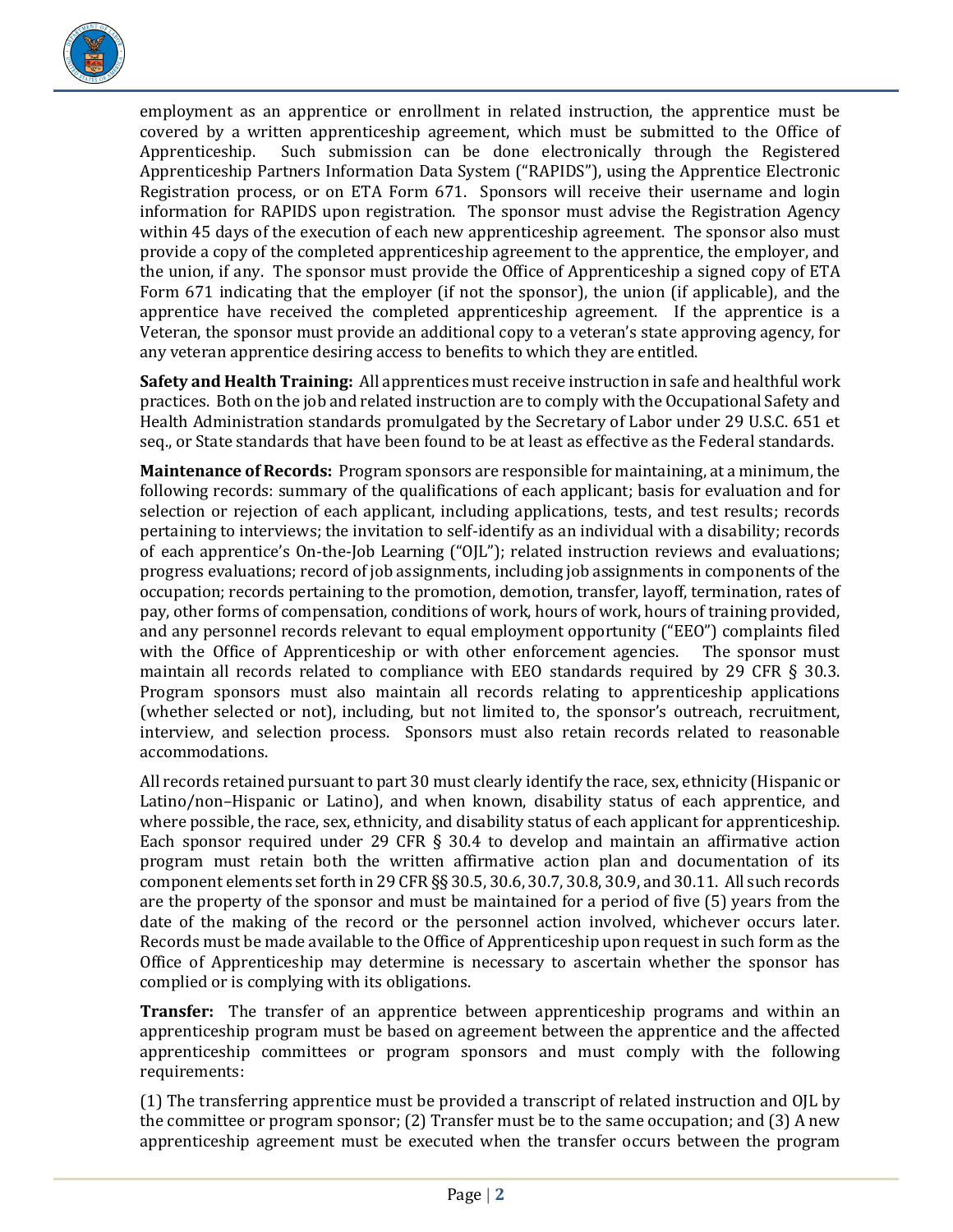employment as an apprentice or enrollment in related instruction, the apprentice must be covered by a written apprenticeship agreement, which must be submitted to the Office of Apprenticeship. Such submission can be done electronically through the Registered Apprenticeship Partners Information Data System ("RAPIDS"), using the Apprentice Electronic Registration process, or on ETA Form 671. Sponsors will receive their username and login information for RAPIDS upon registration. The sponsor must advise the Registration Agency within 45 days of the execution of each new apprenticeship agreement. The sponsor also must provide a copy of the completed apprenticeship agreement to the apprentice, the employer, and the union, if any. The sponsor must provide the Office of Apprenticeship a signed copy of ETA Form 671 indicating that the employer (if not the sponsor), the union (if applicable), and the apprentice have received the completed apprenticeship agreement. If the apprentice is a Veteran, the sponsor must provide an additional copy to a veteran's state approving agency, for any veteran apprentice desiring access to benefits to which they are entitled.

**Safety and Health Training:** All apprentices must receive instruction in safe and healthful work practices. Both on the job and related instruction are to comply with the Occupational Safety and Health Administration standards promulgated by the Secretary of Labor under 29 U.S.C. 651 et seq., or State standards that have been found to be at least as effective as the Federal standards.

**Maintenance of Records:** Program sponsors are responsible for maintaining, at a minimum, the following records: summary of the qualifications of each applicant; basis for evaluation and for selection or rejection of each applicant, including applications, tests, and test results; records pertaining to interviews; the invitation to self-identify as an individual with a disability; records of each apprentice's On-the-Job Learning ("OJL"); related instruction reviews and evaluations; progress evaluations; record of job assignments, including job assignments in components of the occupation; records pertaining to the promotion, demotion, transfer, layoff, termination, rates of pay, other forms of compensation, conditions of work, hours of work, hours of training provided, and any personnel records relevant to equal employment opportunity ("EEO") complaints filed with the Office of Apprenticeship or with other enforcement agencies. The sponsor must maintain all records related to compliance with EEO standards required by 29 CFR § 30.3. Program sponsors must also maintain all records relating to apprenticeship applications (whether selected or not), including, but not limited to, the sponsor's outreach, recruitment, interview, and selection process. Sponsors must also retain records related to reasonable accommodations.

All records retained pursuant to part 30 must clearly identify the race, sex, ethnicity (Hispanic or Latino/non–Hispanic or Latino), and when known, disability status of each apprentice, and where possible, the race, sex, ethnicity, and disability status of each applicant for apprenticeship. Each sponsor required under 29 CFR § 30.4 to develop and maintain an affirmative action program must retain both the written affirmative action plan and documentation of its component elements set forth in 29 CFR §§ 30.5, 30.6, 30.7, 30.8, 30.9, and 30.11. All such records are the property of the sponsor and must be maintained for a period of five (5) years from the date of the making of the record or the personnel action involved, whichever occurs later. Records must be made available to the Office of Apprenticeship upon request in such form as the Office of Apprenticeship may determine is necessary to ascertain whether the sponsor has complied or is complying with its obligations.

**Transfer:** The transfer of an apprentice between apprenticeship programs and within an apprenticeship program must be based on agreement between the apprentice and the affected apprenticeship committees or program sponsors and must comply with the following requirements:

(1) The transferring apprentice must be provided a transcript of related instruction and OJL by the committee or program sponsor; (2) Transfer must be to the same occupation; and (3) A new apprenticeship agreement must be executed when the transfer occurs between the program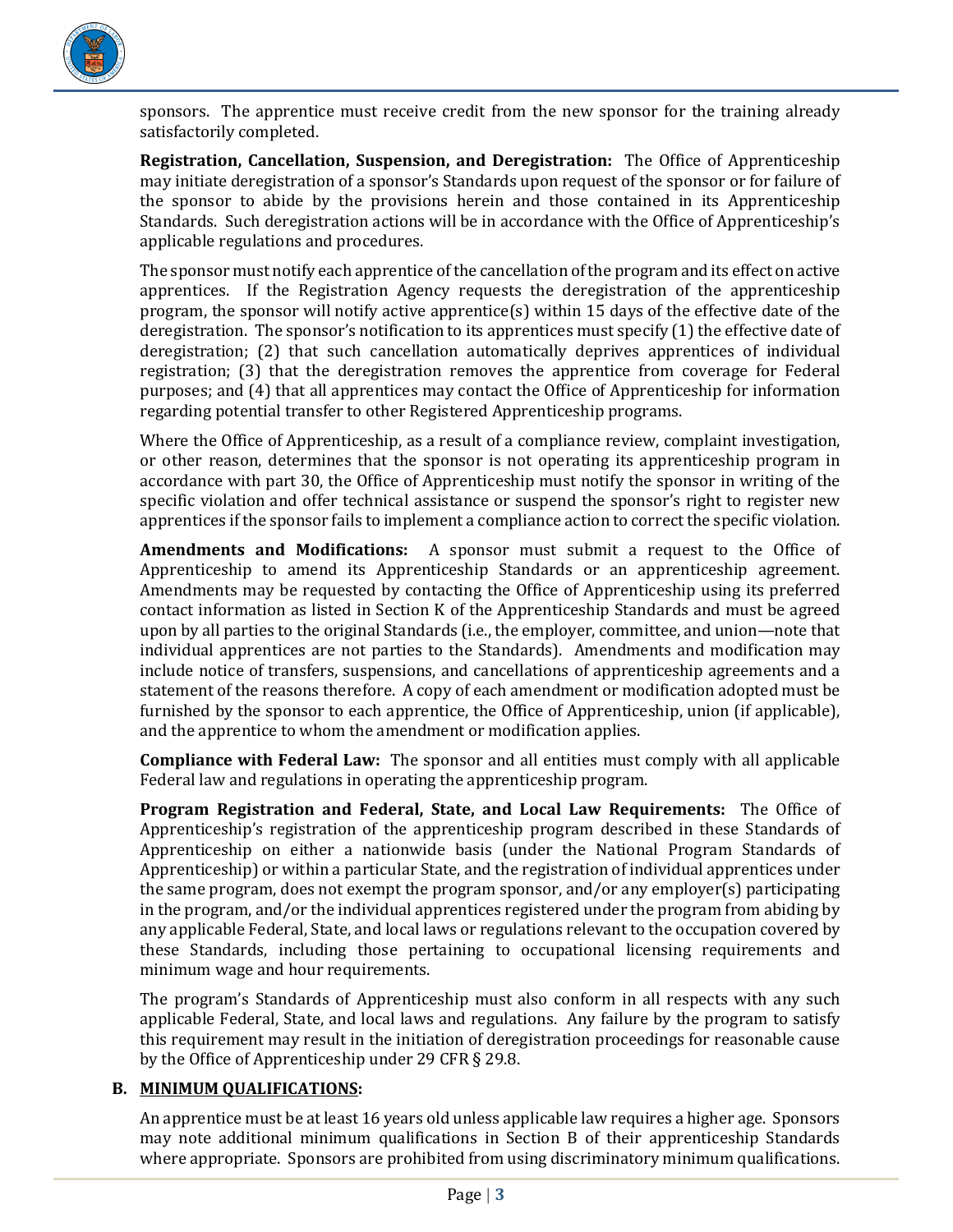sponsors. The apprentice must receive credit from the new sponsor for the training already satisfactorily completed.

**Registration, Cancellation, Suspension, and Deregistration:** The Office of Apprenticeship may initiate deregistration of a sponsor's Standards upon request of the sponsor or for failure of the sponsor to abide by the provisions herein and those contained in its Apprenticeship Standards. Such deregistration actions will be in accordance with the Office of Apprenticeship's applicable regulations and procedures.

The sponsor must notify each apprentice of the cancellation of the program and its effect on active apprentices. If the Registration Agency requests the deregistration of the apprenticeship program, the sponsor will notify active apprentice(s) within 15 days of the effective date of the deregistration. The sponsor's notification to its apprentices must specify (1) the effective date of deregistration; (2) that such cancellation automatically deprives apprentices of individual registration; (3) that the deregistration removes the apprentice from coverage for Federal purposes; and (4) that all apprentices may contact the Office of Apprenticeship for information regarding potential transfer to other Registered Apprenticeship programs.

Where the Office of Apprenticeship, as a result of a compliance review, complaint investigation, or other reason, determines that the sponsor is not operating its apprenticeship program in accordance with part 30, the Office of Apprenticeship must notify the sponsor in writing of the specific violation and offer technical assistance or suspend the sponsor's right to register new apprentices if the sponsor fails to implement a compliance action to correct the specific violation.

**Amendments and Modifications:** A sponsor must submit a request to the Office of Apprenticeship to amend its Apprenticeship Standards or an apprenticeship agreement. Amendments may be requested by contacting the Office of Apprenticeship using its preferred contact information as listed in Section K of the Apprenticeship Standards and must be agreed upon by all parties to the original Standards (i.e., the employer, committee, and union—note that individual apprentices are not parties to the Standards). Amendments and modification may include notice of transfers, suspensions, and cancellations of apprenticeship agreements and a statement of the reasons therefore. A copy of each amendment or modification adopted must be furnished by the sponsor to each apprentice, the Office of Apprenticeship, union (if applicable), and the apprentice to whom the amendment or modification applies.

**Compliance with Federal Law:** The sponsor and all entities must comply with all applicable Federal law and regulations in operating the apprenticeship program.

**Program Registration and Federal, State, and Local Law Requirements:** The Office of Apprenticeship's registration of the apprenticeship program described in these Standards of Apprenticeship on either a nationwide basis (under the National Program Standards of Apprenticeship) or within a particular State, and the registration of individual apprentices under the same program, does not exempt the program sponsor, and/or any employer(s) participating in the program, and/or the individual apprentices registered under the program from abiding by any applicable Federal, State, and local laws or regulations relevant to the occupation covered by these Standards, including those pertaining to occupational licensing requirements and minimum wage and hour requirements.

The program's Standards of Apprenticeship must also conform in all respects with any such applicable Federal, State, and local laws and regulations. Any failure by the program to satisfy this requirement may result in the initiation of deregistration proceedings for reasonable cause by the Office of Apprenticeship under 29 CFR § 29.8.

## B. MINIMUM QUALIFICATIONS:

An apprentice must be at least 16 years old unless applicable law requires a higher age. Sponsors may note additional minimum qualifications in Section B of their apprenticeship Standards where appropriate. Sponsors are prohibited from using discriminatory minimum qualifications.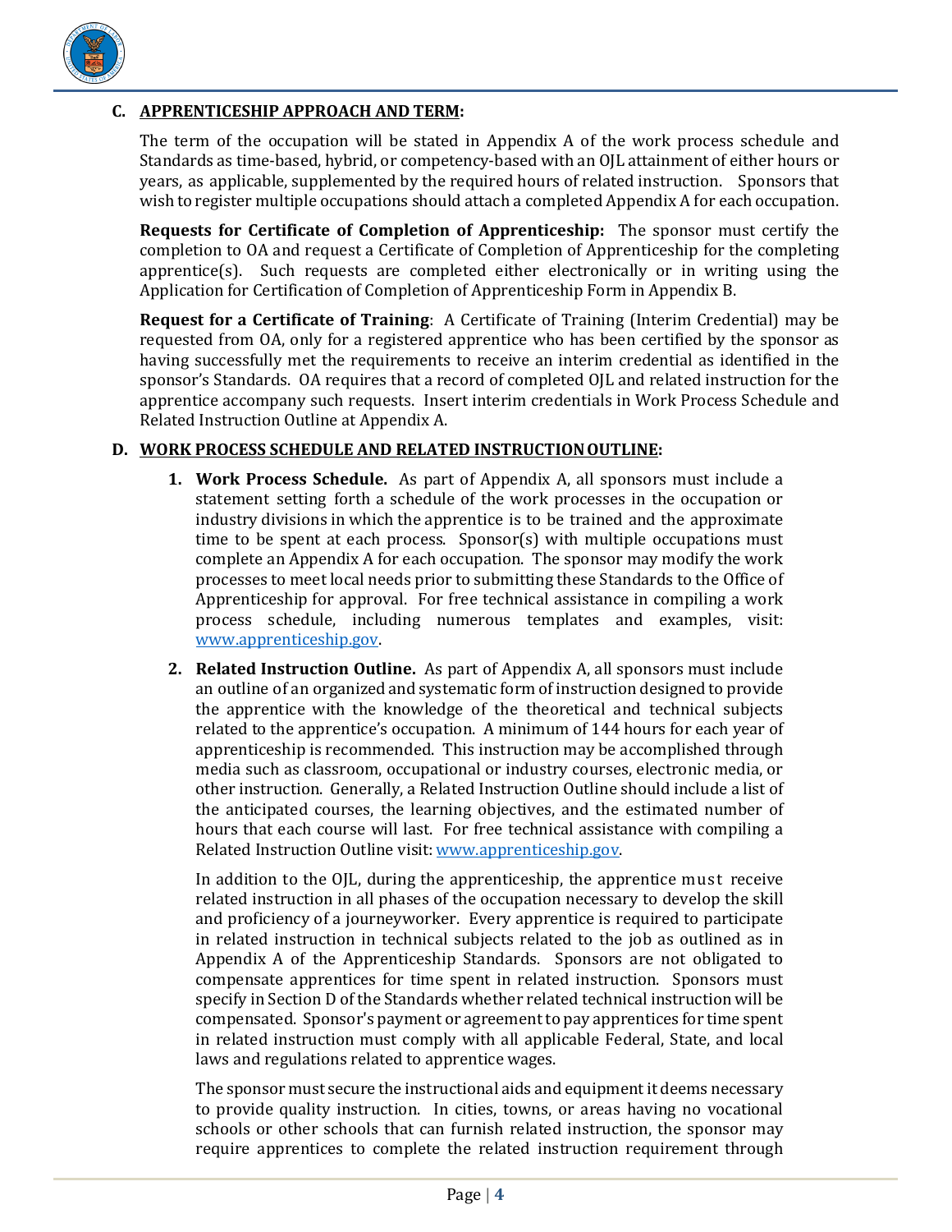## C. APPRENTICESHIP APPROACH AND TERM:

The term of the occupation will be stated in Appendix A of the work process schedule and Standards as time-based, hybrid, or competency-based with an OJL attainment of either hours or years, as applicable, supplemented by the required hours of related instruction. Sponsors that wish to register multiple occupations should attach a completed Appendix A for each occupation.

**Requests for Certificate of Completion of Apprenticeship:** The sponsor must certify the completion to OA and request a Certificate of Completion of Apprenticeship for the completing apprentice(s). Such requests are completed either electronically or in writing using the Application for Certification of Completion of Apprenticeship Form in Appendix B.

**Request for a Certificate of Training**: A Certificate of Training (Interim Credential) may be requested from OA, only for a registered apprentice who has been certified by the sponsor as having successfully met the requirements to receive an interim credential as identified in the sponsor's Standards. OA requires that a record of completed OJL and related instruction for the apprentice accompany such requests. Insert interim credentials in Work Process Schedule and Related Instruction Outline at Appendix A.

## D. WORK PROCESS SCHEDULE AND RELATED INSTRUCTION OUTLINE:

1. **Work Process Schedule.** As part of Appendix A, all sponsors must include a statement setting forth a schedule of the work processes in the occupation or industry divisions in which the apprentice is to be trained and the approximate time to be spent at each process. Sponsor(s) with multiple occupations must complete an Appendix A for each occupation. The sponsor may modify the work processes to meet local needs prior to submitting these Standards to the Office of Apprenticeship for approval. For free technical assistance in compiling a work process schedule, including numerous templates and examples, visit: www.apprenticeship.gov.

2. **Related Instruction Outline.** As part of Appendix A, all sponsors must include an outline of an organized and systematic form of instruction designed to provide the apprentice with the knowledge of the theoretical and technical subjects related to the apprentice's occupation. A minimum of 144 hours for each year of apprenticeship is recommended. This instruction may be accomplished through media such as classroom, occupational or industry courses, electronic media, or other instruction. Generally, a Related Instruction Outline should include a list of the anticipated courses, the learning objectives, and the estimated number of hours that each course will last. For free technical assistance with compiling a Related Instruction Outline visit: www.apprenticeship.gov.

   In addition to the OJL, during the apprenticeship, the apprentice must receive related instruction in all phases of the occupation necessary to develop the skill and proficiency of a journeyworker. Every apprentice is required to participate in related instruction in technical subjects related to the job as outlined as in Appendix A of the Apprenticeship Standards. Sponsors are not obligated to compensate apprentices for time spent in related instruction. Sponsors must specify in Section D of the Standards whether related technical instruction will be compensated. Sponsor's payment or agreement to pay apprentices for time spent in related instruction must comply with all applicable Federal, State, and local laws and regulations related to apprentice wages.

   The sponsor must secure the instructional aids and equipment it deems necessary to provide quality instruction. In cities, towns, or areas having no vocational schools or other schools that can furnish related instruction, the sponsor may require apprentices to complete the related instruction requirement through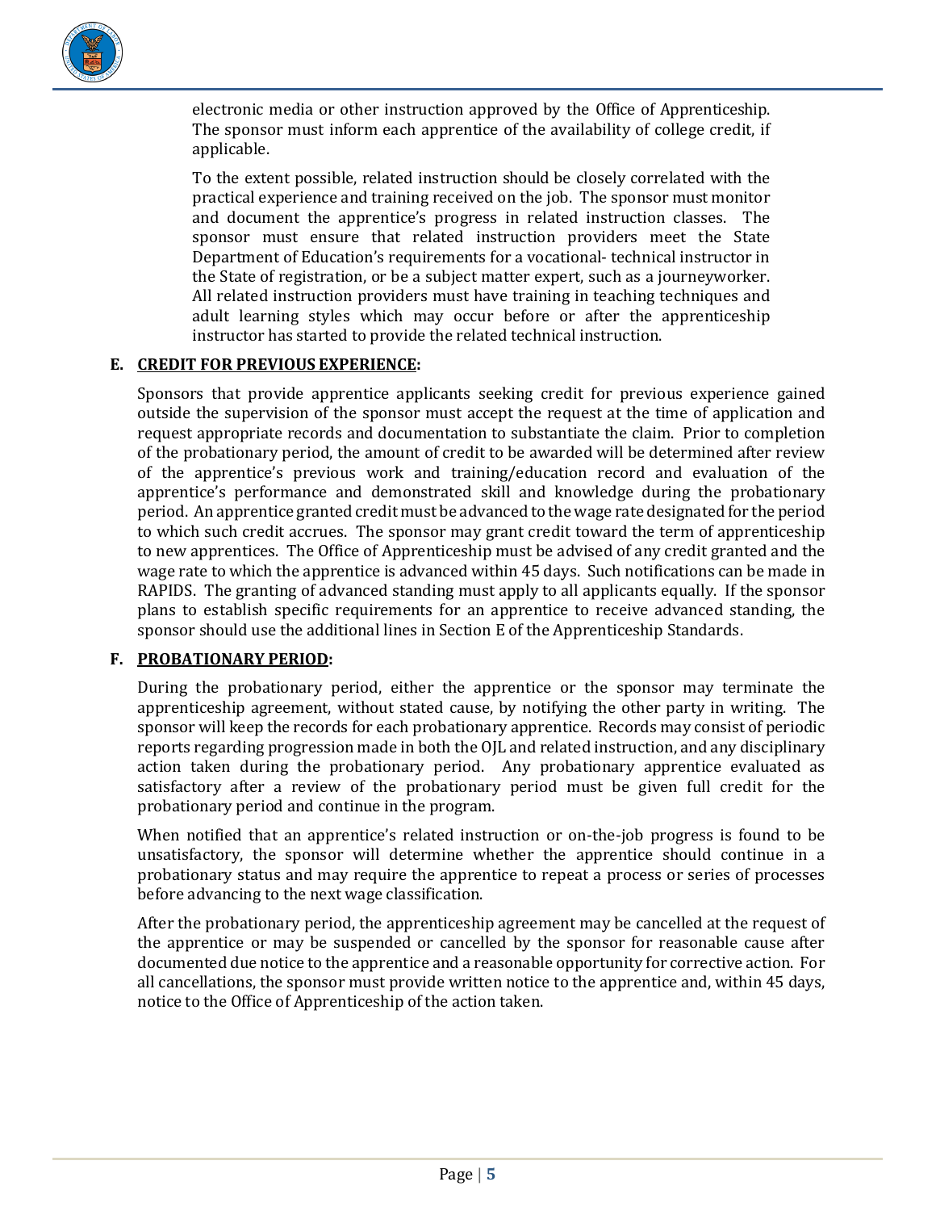electronic media or other instruction approved by the Office of Apprenticeship. The sponsor must inform each apprentice of the availability of college credit, if applicable.

To the extent possible, related instruction should be closely correlated with the practical experience and training received on the job. The sponsor must monitor and document the apprentice's progress in related instruction classes. The sponsor must ensure that related instruction providers meet the State Department of Education's requirements for a vocational- technical instructor in the State of registration, or be a subject matter expert, such as a journeyworker. All related instruction providers must have training in teaching techniques and adult learning styles which may occur before or after the apprenticeship instructor has started to provide the related technical instruction.

**E. CREDIT FOR PREVIOUS EXPERIENCE:**

Sponsors that provide apprentice applicants seeking credit for previous experience gained outside the supervision of the sponsor must accept the request at the time of application and request appropriate records and documentation to substantiate the claim. Prior to completion of the probationary period, the amount of credit to be awarded will be determined after review of the apprentice's previous work and training/education record and evaluation of the apprentice's performance and demonstrated skill and knowledge during the probationary period. An apprentice granted credit must be advanced to the wage rate designated for the period to which such credit accrues. The sponsor may grant credit toward the term of apprenticeship to new apprentices. The Office of Apprenticeship must be advised of any credit granted and the wage rate to which the apprentice is advanced within 45 days. Such notifications can be made in RAPIDS. The granting of advanced standing must apply to all applicants equally. If the sponsor plans to establish specific requirements for an apprentice to receive advanced standing, the sponsor should use the additional lines in Section E of the Apprenticeship Standards.

**F. PROBATIONARY PERIOD:**

During the probationary period, either the apprentice or the sponsor may terminate the apprenticeship agreement, without stated cause, by notifying the other party in writing. The sponsor will keep the records for each probationary apprentice. Records may consist of periodic reports regarding progression made in both the OJL and related instruction, and any disciplinary action taken during the probationary period. Any probationary apprentice evaluated as satisfactory after a review of the probationary period must be given full credit for the probationary period and continue in the program.

When notified that an apprentice's related instruction or on-the-job progress is found to be unsatisfactory, the sponsor will determine whether the apprentice should continue in a probationary status and may require the apprentice to repeat a process or series of processes before advancing to the next wage classification.

After the probationary period, the apprenticeship agreement may be cancelled at the request of the apprentice or may be suspended or cancelled by the sponsor for reasonable cause after documented due notice to the apprentice and a reasonable opportunity for corrective action. For all cancellations, the sponsor must provide written notice to the apprentice and, within 45 days, notice to the Office of Apprenticeship of the action taken.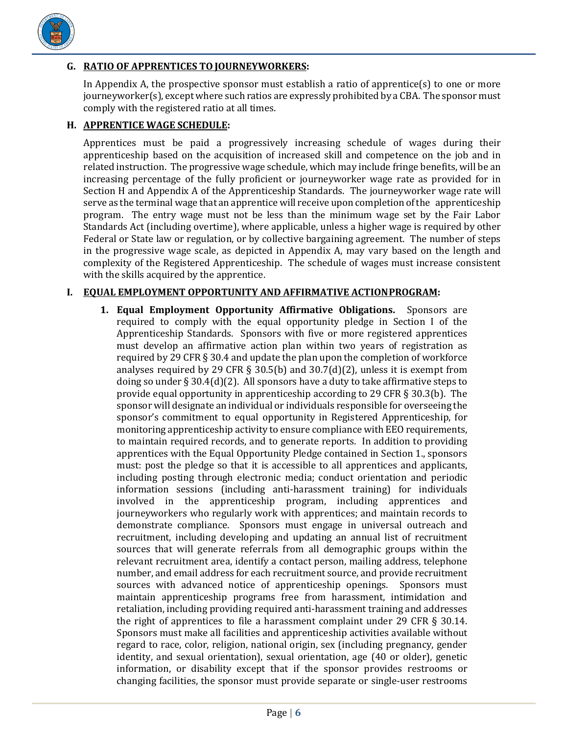**G. RATIO OF APPRENTICES TO JOURNEYWORKERS:**

In Appendix A, the prospective sponsor must establish a ratio of apprentice(s) to one or more journeyworker(s), except where such ratios are expressly prohibited by a CBA. The sponsor must comply with the registered ratio at all times.

**H. APPRENTICE WAGE SCHEDULE:**

Apprentices must be paid a progressively increasing schedule of wages during their apprenticeship based on the acquisition of increased skill and competence on the job and in related instruction. The progressive wage schedule, which may include fringe benefits, will be an increasing percentage of the fully proficient or journeyworker wage rate as provided for in Section H and Appendix A of the Apprenticeship Standards. The journeyworker wage rate will serve as the terminal wage that an apprentice will receive upon completion of the apprenticeship program. The entry wage must not be less than the minimum wage set by the Fair Labor Standards Act (including overtime), where applicable, unless a higher wage is required by other Federal or State law or regulation, or by collective bargaining agreement. The number of steps in the progressive wage scale, as depicted in Appendix A, may vary based on the length and complexity of the Registered Apprenticeship. The schedule of wages must increase consistent with the skills acquired by the apprentice.

**I. EQUAL EMPLOYMENT OPPORTUNITY AND AFFIRMATIVE ACTION PROGRAM:**

1. **Equal Employment Opportunity Affirmative Obligations.** Sponsors are required to comply with the equal opportunity pledge in Section I of the Apprenticeship Standards. Sponsors with five or more registered apprentices must develop an affirmative action plan within two years of registration as required by 29 CFR § 30.4 and update the plan upon the completion of workforce analyses required by 29 CFR § 30.5(b) and 30.7(d)(2), unless it is exempt from doing so under § 30.4(d)(2). All sponsors have a duty to take affirmative steps to provide equal opportunity in apprenticeship according to 29 CFR § 30.3(b). The sponsor will designate an individual or individuals responsible for overseeing the sponsor's commitment to equal opportunity in Registered Apprenticeship, for monitoring apprenticeship activity to ensure compliance with EEO requirements, to maintain required records, and to generate reports. In addition to providing apprentices with the Equal Opportunity Pledge contained in Section 1., sponsors must: post the pledge so that it is accessible to all apprentices and applicants, including posting through electronic media; conduct orientation and periodic information sessions (including anti-harassment training) for individuals involved in the apprenticeship program, including apprentices and journeyworkers who regularly work with apprentices; and maintain records to demonstrate compliance. Sponsors must engage in universal outreach and recruitment, including developing and updating an annual list of recruitment sources that will generate referrals from all demographic groups within the relevant recruitment area, identify a contact person, mailing address, telephone number, and email address for each recruitment source, and provide recruitment sources with advanced notice of apprenticeship openings. Sponsors must maintain apprenticeship programs free from harassment, intimidation and retaliation, including providing required anti-harassment training and addresses the right of apprentices to file a harassment complaint under 29 CFR § 30.14. Sponsors must make all facilities and apprenticeship activities available without regard to race, color, religion, national origin, sex (including pregnancy, gender identity, and sexual orientation), sexual orientation, age (40 or older), genetic information, or disability except that if the sponsor provides restrooms or changing facilities, the sponsor must provide separate or single-user restrooms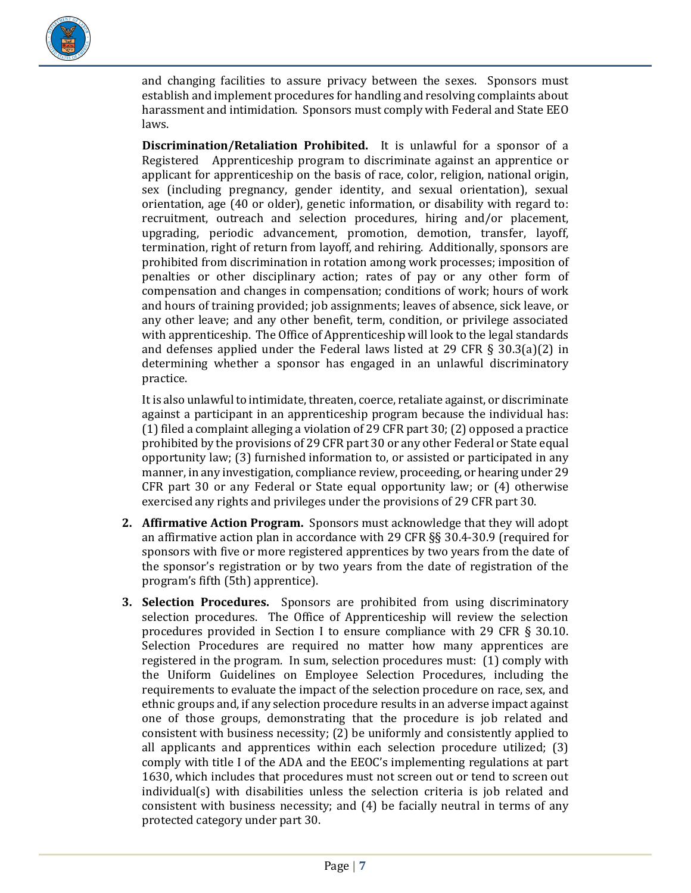and changing facilities to assure privacy between the sexes. Sponsors must establish and implement procedures for handling and resolving complaints about harassment and intimidation. Sponsors must comply with Federal and State EEO laws.

**Discrimination/Retaliation Prohibited.** It is unlawful for a sponsor of a Registered Apprenticeship program to discriminate against an apprentice or applicant for apprenticeship on the basis of race, color, religion, national origin, sex (including pregnancy, gender identity, and sexual orientation), sexual orientation, age (40 or older), genetic information, or disability with regard to: recruitment, outreach and selection procedures, hiring and/or placement, upgrading, periodic advancement, promotion, demotion, transfer, layoff, termination, right of return from layoff, and rehiring. Additionally, sponsors are prohibited from discrimination in rotation among work processes; imposition of penalties or other disciplinary action; rates of pay or any other form of compensation and changes in compensation; conditions of work; hours of work and hours of training provided; job assignments; leaves of absence, sick leave, or any other leave; and any other benefit, term, condition, or privilege associated with apprenticeship. The Office of Apprenticeship will look to the legal standards and defenses applied under the Federal laws listed at 29 CFR § 30.3(a)(2) in determining whether a sponsor has engaged in an unlawful discriminatory practice.

It is also unlawful to intimidate, threaten, coerce, retaliate against, or discriminate against a participant in an apprenticeship program because the individual has: (1) filed a complaint alleging a violation of 29 CFR part 30; (2) opposed a practice prohibited by the provisions of 29 CFR part 30 or any other Federal or State equal opportunity law; (3) furnished information to, or assisted or participated in any manner, in any investigation, compliance review, proceeding, or hearing under 29 CFR part 30 or any Federal or State equal opportunity law; or (4) otherwise exercised any rights and privileges under the provisions of 29 CFR part 30.

2. **Affirmative Action Program.** Sponsors must acknowledge that they will adopt an affirmative action plan in accordance with 29 CFR §§ 30.4-30.9 (required for sponsors with five or more registered apprentices by two years from the date of the sponsor's registration or by two years from the date of registration of the program's fifth (5th) apprentice).

3. **Selection Procedures.** Sponsors are prohibited from using discriminatory selection procedures. The Office of Apprenticeship will review the selection procedures provided in Section I to ensure compliance with 29 CFR § 30.10. Selection Procedures are required no matter how many apprentices are registered in the program. In sum, selection procedures must: (1) comply with the Uniform Guidelines on Employee Selection Procedures, including the requirements to evaluate the impact of the selection procedure on race, sex, and ethnic groups and, if any selection procedure results in an adverse impact against one of those groups, demonstrating that the procedure is job related and consistent with business necessity; (2) be uniformly and consistently applied to all applicants and apprentices within each selection procedure utilized; (3) comply with title I of the ADA and the EEOC's implementing regulations at part 1630, which includes that procedures must not screen out or tend to screen out individual(s) with disabilities unless the selection criteria is job related and consistent with business necessity; and (4) be facially neutral in terms of any protected category under part 30.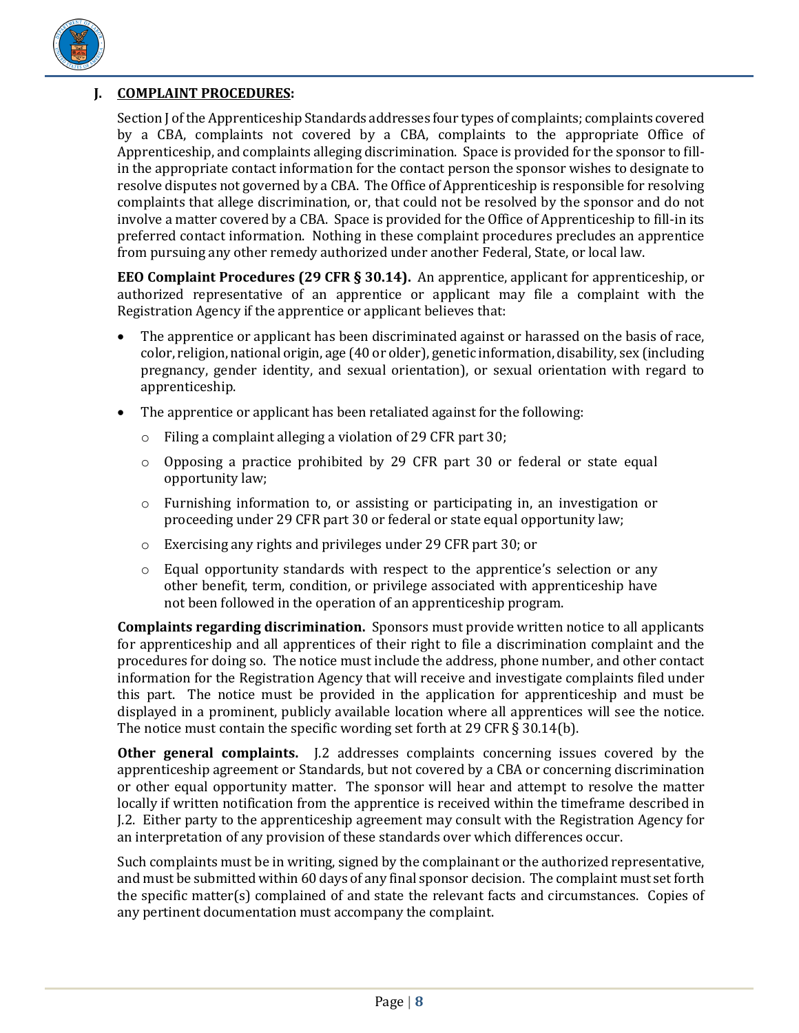## J. COMPLAINT PROCEDURES:

Section J of the Apprenticeship Standards addresses four types of complaints; complaints covered by a CBA, complaints not covered by a CBA, complaints to the appropriate Office of Apprenticeship, and complaints alleging discrimination. Space is provided for the sponsor to fill-in the appropriate contact information for the contact person the sponsor wishes to designate to resolve disputes not governed by a CBA. The Office of Apprenticeship is responsible for resolving complaints that allege discrimination, or, that could not be resolved by the sponsor and do not involve a matter covered by a CBA. Space is provided for the Office of Apprenticeship to fill-in its preferred contact information. Nothing in these complaint procedures precludes an apprentice from pursuing any other remedy authorized under another Federal, State, or local law.

**EEO Complaint Procedures (29 CFR § 30.14).** An apprentice, applicant for apprenticeship, or authorized representative of an apprentice or applicant may file a complaint with the Registration Agency if the apprentice or applicant believes that:

- The apprentice or applicant has been discriminated against or harassed on the basis of race, color, religion, national origin, age (40 or older), genetic information, disability, sex (including pregnancy, gender identity, and sexual orientation), or sexual orientation with regard to apprenticeship.
- The apprentice or applicant has been retaliated against for the following:
  - Filing a complaint alleging a violation of 29 CFR part 30;
  - Opposing a practice prohibited by 29 CFR part 30 or federal or state equal opportunity law;
  - Furnishing information to, or assisting or participating in, an investigation or proceeding under 29 CFR part 30 or federal or state equal opportunity law;
  - Exercising any rights and privileges under 29 CFR part 30; or
  - Equal opportunity standards with respect to the apprentice's selection or any other benefit, term, condition, or privilege associated with apprenticeship have not been followed in the operation of an apprenticeship program.

**Complaints regarding discrimination.** Sponsors must provide written notice to all applicants for apprenticeship and all apprentices of their right to file a discrimination complaint and the procedures for doing so. The notice must include the address, phone number, and other contact information for the Registration Agency that will receive and investigate complaints filed under this part. The notice must be provided in the application for apprenticeship and must be displayed in a prominent, publicly available location where all apprentices will see the notice. The notice must contain the specific wording set forth at 29 CFR § 30.14(b).

**Other general complaints.** J.2 addresses complaints concerning issues covered by the apprenticeship agreement or Standards, but not covered by a CBA or concerning discrimination or other equal opportunity matter. The sponsor will hear and attempt to resolve the matter locally if written notification from the apprentice is received within the timeframe described in J.2. Either party to the apprenticeship agreement may consult with the Registration Agency for an interpretation of any provision of these standards over which differences occur.

Such complaints must be in writing, signed by the complainant or the authorized representative, and must be submitted within 60 days of any final sponsor decision. The complaint must set forth the specific matter(s) complained of and state the relevant facts and circumstances. Copies of any pertinent documentation must accompany the complaint.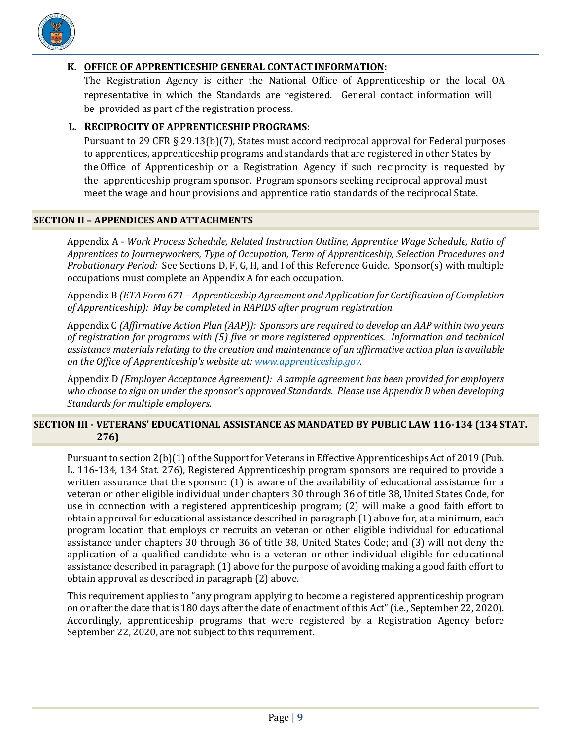**K. <u>OFFICE OF APPRENTICESHIP GENERAL CONTACT INFORMATION</u>:**

The Registration Agency is either the National Office of Apprenticeship or the local OA representative in which the Standards are registered. General contact information will be provided as part of the registration process.

**L. <u>RECIPROCITY OF APPRENTICESHIP PROGRAMS</u>:**

Pursuant to 29 CFR § 29.13(b)(7), States must accord reciprocal approval for Federal purposes to apprentices, apprenticeship programs and standards that are registered in other States by the Office of Apprenticeship or a Registration Agency if such reciprocity is requested by the apprenticeship program sponsor. Program sponsors seeking reciprocal approval must meet the wage and hour provisions and apprentice ratio standards of the reciprocal State.

## SECTION II – APPENDICES AND ATTACHMENTS

Appendix A - *Work Process Schedule, Related Instruction Outline, Apprentice Wage Schedule, Ratio of Apprentices to Journeyworkers, Type of Occupation, Term of Apprenticeship, Selection Procedures and Probationary Period:* See Sections D, F, G, H, and I of this Reference Guide. Sponsor(s) with multiple occupations must complete an Appendix A for each occupation.

Appendix B *(ETA Form 671 – Apprenticeship Agreement and Application for Certification of Completion of Apprenticeship): May be completed in RAPIDS after program registration.*

Appendix C *(Affirmative Action Plan (AAP)): Sponsors are required to develop an AAP within two years of registration for programs with (5) five or more registered apprentices. Information and technical assistance materials relating to the creation and maintenance of an affirmative action plan is available on the Office of Apprenticeship's website at: [www.apprenticeship.gov](www.apprenticeship.gov).*

Appendix D *(Employer Acceptance Agreement): A sample agreement has been provided for employers who choose to sign on under the sponsor's approved Standards. Please use Appendix D when developing Standards for multiple employers.*

## SECTION III - VETERANS' EDUCATIONAL ASSISTANCE AS MANDATED BY PUBLIC LAW 116-134 (134 STAT. 276)

Pursuant to section 2(b)(1) of the Support for Veterans in Effective Apprenticeships Act of 2019 (Pub. L. 116-134, 134 Stat. 276), Registered Apprenticeship program sponsors are required to provide a written assurance that the sponsor: (1) is aware of the availability of educational assistance for a veteran or other eligible individual under chapters 30 through 36 of title 38, United States Code, for use in connection with a registered apprenticeship program; (2) will make a good faith effort to obtain approval for educational assistance described in paragraph (1) above for, at a minimum, each program location that employs or recruits an veteran or other eligible individual for educational assistance under chapters 30 through 36 of title 38, United States Code; and (3) will not deny the application of a qualified candidate who is a veteran or other individual eligible for educational assistance described in paragraph (1) above for the purpose of avoiding making a good faith effort to obtain approval as described in paragraph (2) above.

This requirement applies to "any program applying to become a registered apprenticeship program on or after the date that is 180 days after the date of enactment of this Act" (i.e., September 22, 2020). Accordingly, apprenticeship programs that were registered by a Registration Agency before September 22, 2020, are not subject to this requirement.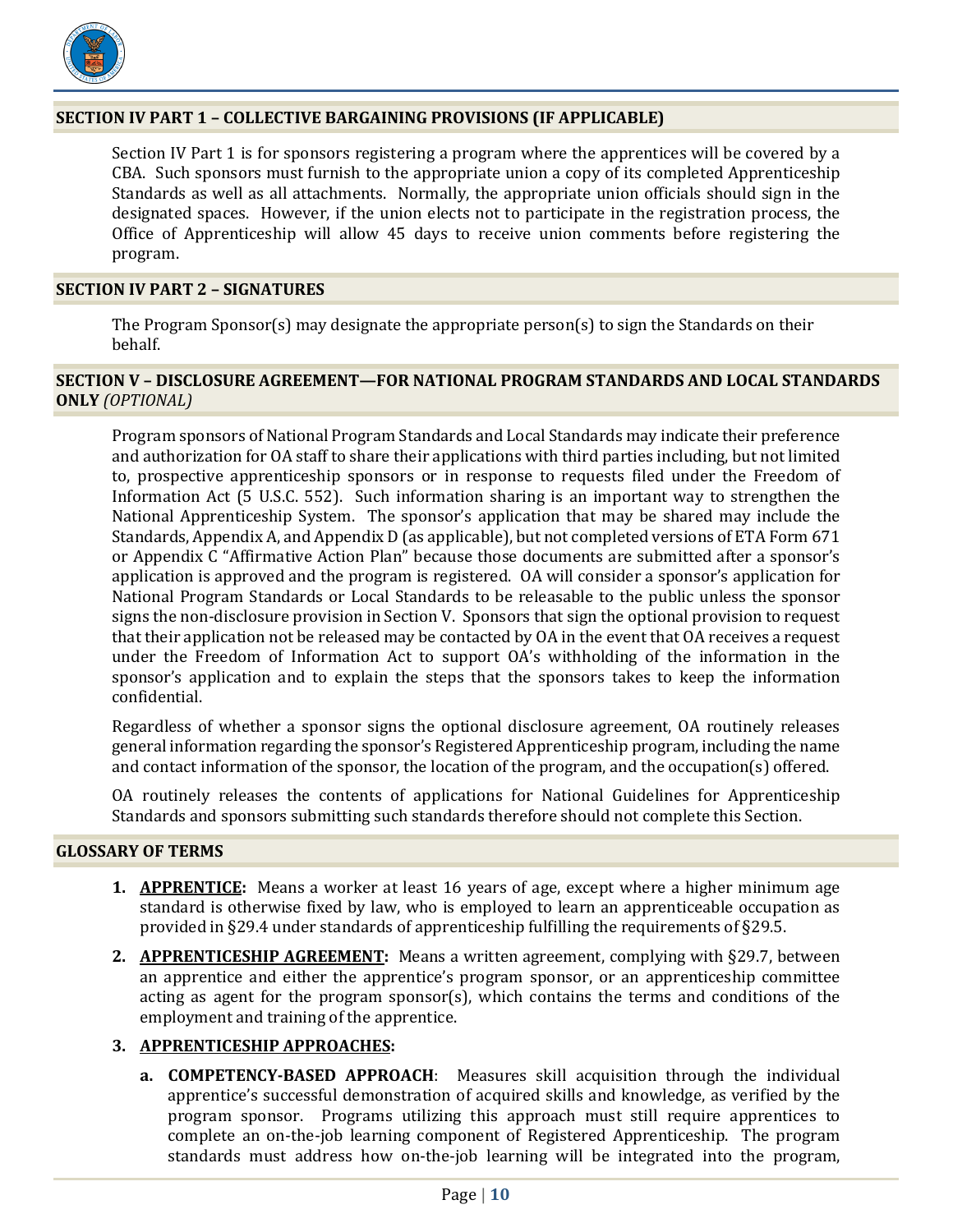## SECTION IV PART 1 – COLLECTIVE BARGAINING PROVISIONS (IF APPLICABLE)

Section IV Part 1 is for sponsors registering a program where the apprentices will be covered by a CBA. Such sponsors must furnish to the appropriate union a copy of its completed Apprenticeship Standards as well as all attachments. Normally, the appropriate union officials should sign in the designated spaces. However, if the union elects not to participate in the registration process, the Office of Apprenticeship will allow 45 days to receive union comments before registering the program.

## SECTION IV PART 2 – SIGNATURES

The Program Sponsor(s) may designate the appropriate person(s) to sign the Standards on their behalf.

## SECTION V – DISCLOSURE AGREEMENT—FOR NATIONAL PROGRAM STANDARDS AND LOCAL STANDARDS ONLY *(OPTIONAL)*

Program sponsors of National Program Standards and Local Standards may indicate their preference and authorization for OA staff to share their applications with third parties including, but not limited to, prospective apprenticeship sponsors or in response to requests filed under the Freedom of Information Act (5 U.S.C. 552). Such information sharing is an important way to strengthen the National Apprenticeship System. The sponsor's application that may be shared may include the Standards, Appendix A, and Appendix D (as applicable), but not completed versions of ETA Form 671 or Appendix C "Affirmative Action Plan" because those documents are submitted after a sponsor's application is approved and the program is registered. OA will consider a sponsor's application for National Program Standards or Local Standards to be releasable to the public unless the sponsor signs the non-disclosure provision in Section V. Sponsors that sign the optional provision to request that their application not be released may be contacted by OA in the event that OA receives a request under the Freedom of Information Act to support OA's withholding of the information in the sponsor's application and to explain the steps that the sponsors takes to keep the information confidential.

Regardless of whether a sponsor signs the optional disclosure agreement, OA routinely releases general information regarding the sponsor's Registered Apprenticeship program, including the name and contact information of the sponsor, the location of the program, and the occupation(s) offered.

OA routinely releases the contents of applications for National Guidelines for Apprenticeship Standards and sponsors submitting such standards therefore should not complete this Section.

## GLOSSARY OF TERMS

1. **APPRENTICE:** Means a worker at least 16 years of age, except where a higher minimum age standard is otherwise fixed by law, who is employed to learn an apprenticeable occupation as provided in §29.4 under standards of apprenticeship fulfilling the requirements of §29.5.
2. **APPRENTICESHIP AGREEMENT:** Means a written agreement, complying with §29.7, between an apprentice and either the apprentice's program sponsor, or an apprenticeship committee acting as agent for the program sponsor(s), which contains the terms and conditions of the employment and training of the apprentice.
3. **APPRENTICESHIP APPROACHES:**
   a. **COMPETENCY-BASED APPROACH**: Measures skill acquisition through the individual apprentice's successful demonstration of acquired skills and knowledge, as verified by the program sponsor. Programs utilizing this approach must still require apprentices to complete an on-the-job learning component of Registered Apprenticeship. The program standards must address how on-the-job learning will be integrated into the program,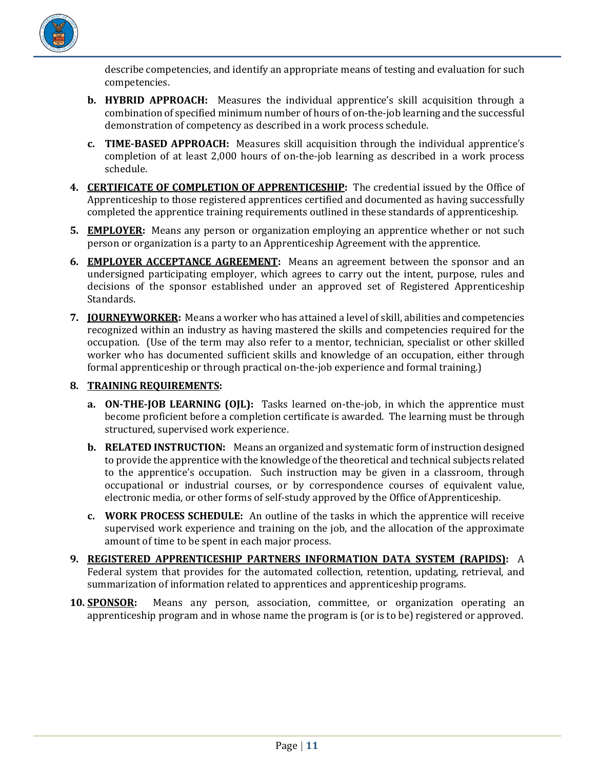describe competencies, and identify an appropriate means of testing and evaluation for such competencies.

   b. **HYBRID APPROACH:** Measures the individual apprentice's skill acquisition through a combination of specified minimum number of hours of on-the-job learning and the successful demonstration of competency as described in a work process schedule.

   c. **TIME-BASED APPROACH:** Measures skill acquisition through the individual apprentice's completion of at least 2,000 hours of on-the-job learning as described in a work process schedule.

4. **CERTIFICATE OF COMPLETION OF APPRENTICESHIP:** The credential issued by the Office of Apprenticeship to those registered apprentices certified and documented as having successfully completed the apprentice training requirements outlined in these standards of apprenticeship.

5. **EMPLOYER:** Means any person or organization employing an apprentice whether or not such person or organization is a party to an Apprenticeship Agreement with the apprentice.

6. **EMPLOYER ACCEPTANCE AGREEMENT:** Means an agreement between the sponsor and an undersigned participating employer, which agrees to carry out the intent, purpose, rules and decisions of the sponsor established under an approved set of Registered Apprenticeship Standards.

7. **JOURNEYWORKER:** Means a worker who has attained a level of skill, abilities and competencies recognized within an industry as having mastered the skills and competencies required for the occupation. (Use of the term may also refer to a mentor, technician, specialist or other skilled worker who has documented sufficient skills and knowledge of an occupation, either through formal apprenticeship or through practical on-the-job experience and formal training.)

8. **TRAINING REQUIREMENTS:**

   a. **ON-THE-JOB LEARNING (OJL):** Tasks learned on-the-job, in which the apprentice must become proficient before a completion certificate is awarded. The learning must be through structured, supervised work experience.

   b. **RELATED INSTRUCTION:** Means an organized and systematic form of instruction designed to provide the apprentice with the knowledge of the theoretical and technical subjects related to the apprentice's occupation. Such instruction may be given in a classroom, through occupational or industrial courses, or by correspondence courses of equivalent value, electronic media, or other forms of self-study approved by the Office of Apprenticeship.

   c. **WORK PROCESS SCHEDULE:** An outline of the tasks in which the apprentice will receive supervised work experience and training on the job, and the allocation of the approximate amount of time to be spent in each major process.

9. **REGISTERED APPRENTICESHIP PARTNERS INFORMATION DATA SYSTEM (RAPIDS):** A Federal system that provides for the automated collection, retention, updating, retrieval, and summarization of information related to apprentices and apprenticeship programs.

10. **SPONSOR:** Means any person, association, committee, or organization operating an apprenticeship program and in whose name the program is (or is to be) registered or approved.